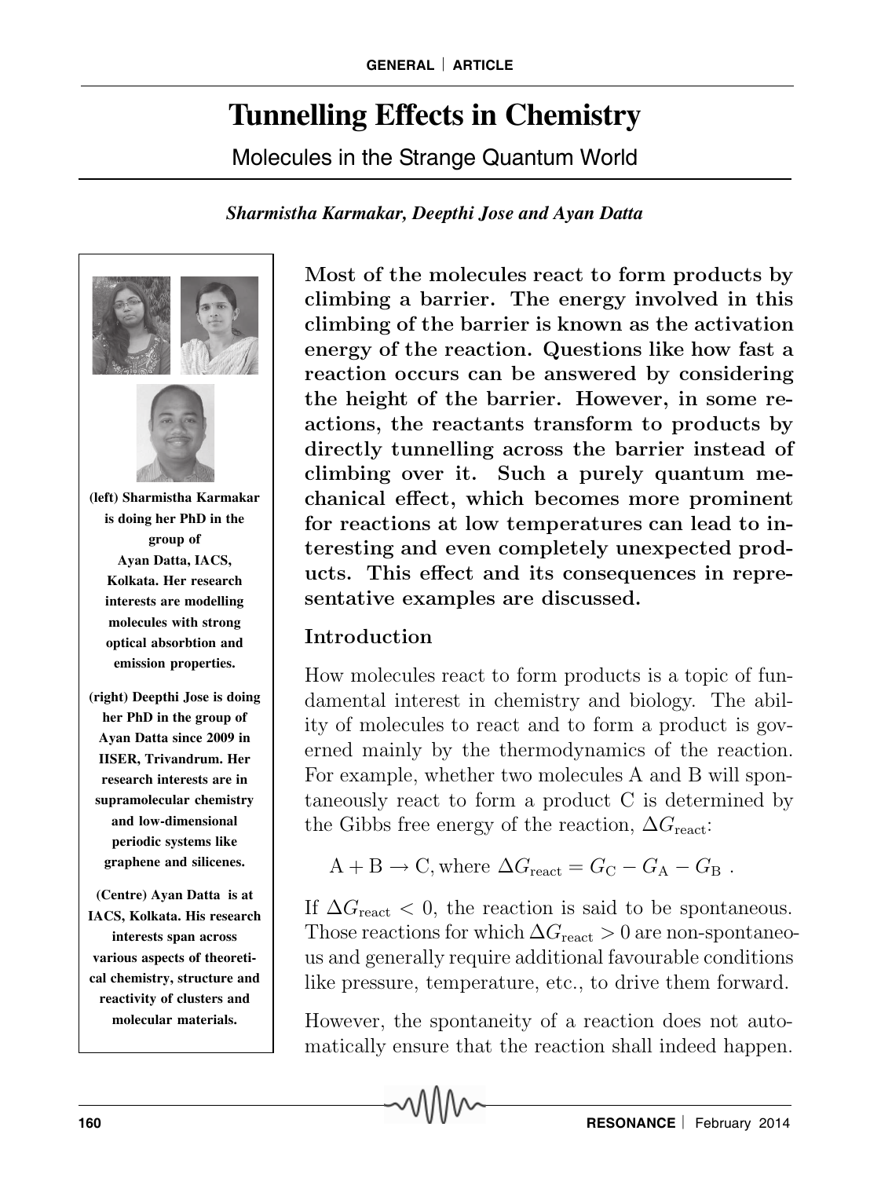# Tunnelling Effects in Chemistry

Molecules in the Strange Quantum World

*Sharmistha Karmakar, Deepthi Jose and Ayan Datta*

**(left) Sharmistha Karmakar is doing her PhD in the group of Ayan Datta, IACS, Kolkata. Her research interests are modelling molecules with strong optical absorbtion and emission properties.**

**(right) Deepthi Jose is doing her PhD in the group of Ayan Datta since 2009 in IISER, Trivandrum. Her research interests are in supramolecular chemistry and low-dimensional periodic systems like graphene and silicenes.**

**(Centre) Ayan Datta is at IACS, Kolkata. His research interests span across various aspects of theoretical chemistry, structure and reactivity of clusters and molecular materials.**

**Most of the molecules react to form products by climbing a barrier. The energy involved in this climbing of the barrier is known as the activation energy of the reaction. Questions like how fast a reaction occurs can be answered by considering the height of the barrier. However, in some reactions, the reactants transform to products by directly tunnelling across the barrier instead of climbing over it. Such a purely quantum mechanical effect, which becomes more prominent for reactions at low temperatures can lead to interesting and even completely unexpected products. This effect and its consequences in representative examples are discussed.**

## Introduction

How molecules react to form products is a topic of fundamental interest in chemistry and biology. The ability of molecules to react and to form a product is governed mainly by the thermodynamics of the reaction. For example, whether two molecules A and B will spontaneously react to form a product C is determined by the Gibbs free energy of the reaction, $\Delta G_{\text{react}}$:

$$\text{A} + \text{B} \rightarrow \text{C}, \text{where } \Delta G_{\text{react}} = G_{\text{C}} - G_{\text{A}} - G_{\text{B}} \ .$$

If $\Delta G_{\text{react}} < 0$, the reaction is said to be spontaneous. Those reactions for which $\Delta G_{\text{react}} > 0$ are non-spontaneous and generally require additional favourable conditions like pressure, temperature, etc., to drive them forward.

However, the spontaneity of a reaction does not automatically ensure that the reaction shall indeed happen.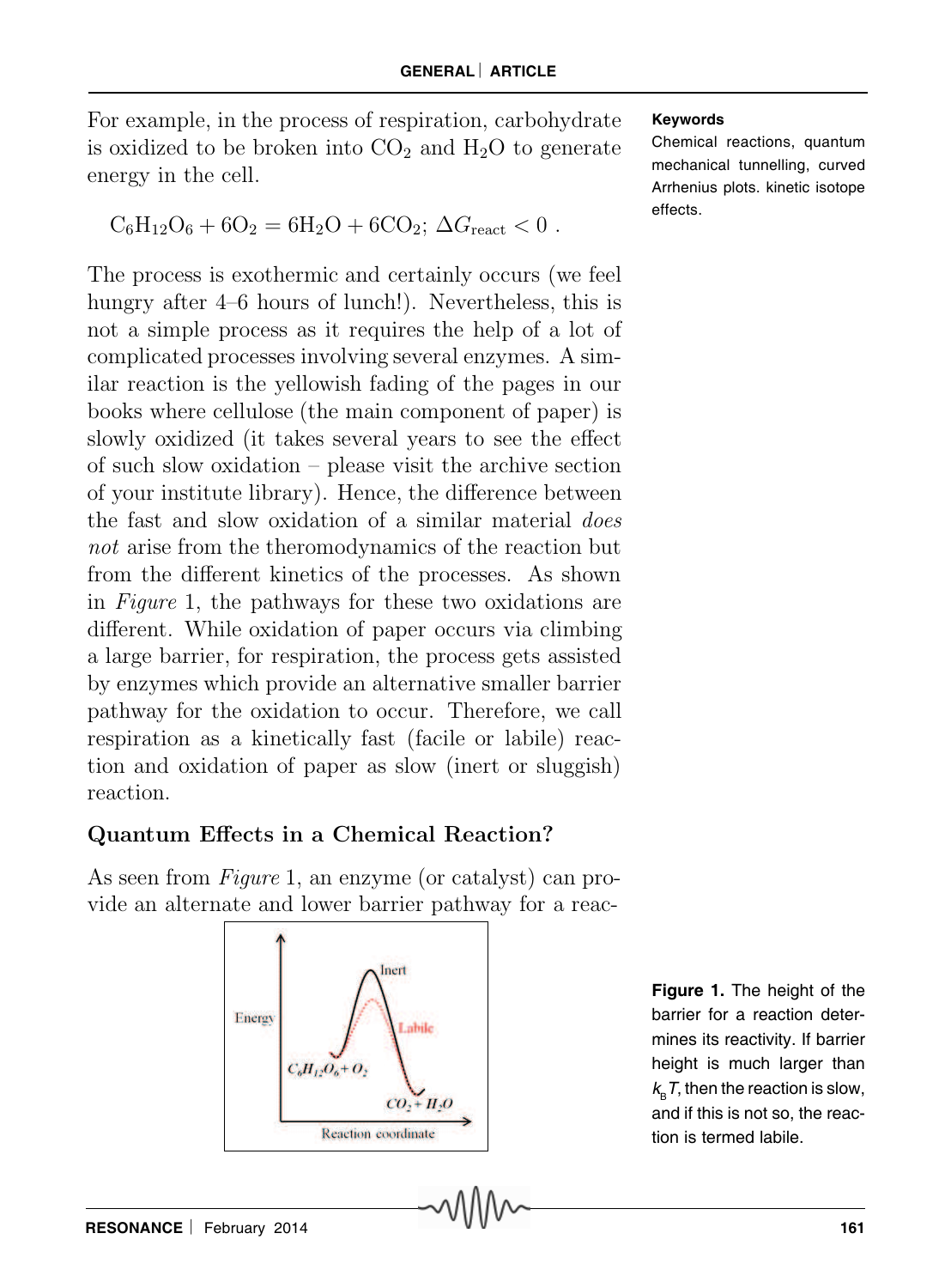For example, in the process of respiration, carbohydrate is oxidized to be broken into $CO_2$ and $H_2O$ to generate energy in the cell.

$$C_6H_{12}O_6 + 6O_2 = 6H_2O + 6CO_2;\ \Delta G_{\text{react}} < 0\ .$$

The process is exothermic and certainly occurs (we feel hungry after 4–6 hours of lunch!). Nevertheless, this is not a simple process as it requires the help of a lot of complicated processes involving several enzymes. A similar reaction is the yellowish fading of the pages in our books where cellulose (the main component of paper) is slowly oxidized (it takes several years to see the effect of such slow oxidation – please visit the archive section of your institute library). Hence, the difference between the fast and slow oxidation of a similar material *does not* arise from the theromodynamics of the reaction but from the different kinetics of the processes. As shown in *Figure* 1, the pathways for these two oxidations are different. While oxidation of paper occurs via climbing a large barrier, for respiration, the process gets assisted by enzymes which provide an alternative smaller barrier pathway for the oxidation to occur. Therefore, we call respiration as a kinetically fast (facile or labile) reaction and oxidation of paper as slow (inert or sluggish) reaction.

**Keywords**

Chemical reactions, quantum mechanical tunnelling, curved Arrhenius plots. kinetic isotope effects.

## Quantum Effects in a Chemical Reaction?

As seen from *Figure* 1, an enzyme (or catalyst) can provide an alternate and lower barrier pathway for a reac-

**Figure 1.** The height of the barrier for a reaction determines its reactivity. If barrier height is much larger than $k_B T$, then the reaction is slow, and if this is not so, the reaction is termed labile.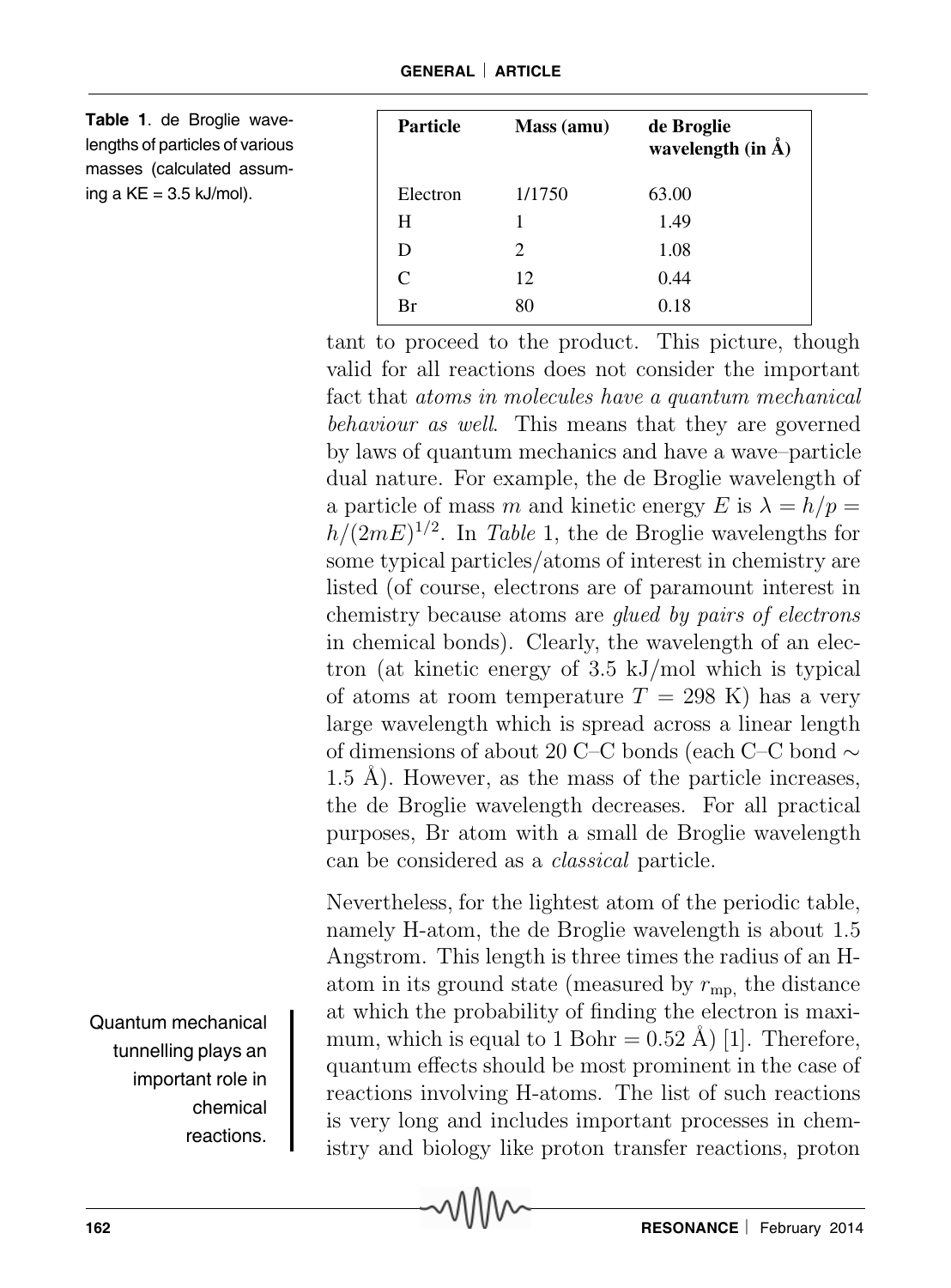**Table 1**. de Broglie wavelengths of particles of various masses (calculated assuming a KE = 3.5 kJ/mol).

| Particle | Mass (amu) | de Broglie wavelength (in Å) |
|---|---|---|
| Electron | 1/1750 | 63.00 |
| H | 1 | 1.49 |
| D | 2 | 1.08 |
| C | 12 | 0.44 |
| Br | 80 | 0.18 |

tant to proceed to the product. This picture, though valid for all reactions does not consider the important fact that *atoms in molecules have a quantum mechanical behaviour as well*. This means that they are governed by laws of quantum mechanics and have a wave–particle dual nature. For example, the de Broglie wavelength of a particle of mass $m$ and kinetic energy $E$ is $\lambda = h/p = h/(2mE)^{1/2}$. In *Table* 1, the de Broglie wavelengths for some typical particles/atoms of interest in chemistry are listed (of course, electrons are of paramount interest in chemistry because atoms are *glued by pairs of electrons* in chemical bonds). Clearly, the wavelength of an electron (at kinetic energy of 3.5 kJ/mol which is typical of atoms at room temperature $T = 298$ K) has a very large wavelength which is spread across a linear length of dimensions of about 20 C–C bonds (each C–C bond $\sim$ 1.5 Å). However, as the mass of the particle increases, the de Broglie wavelength decreases. For all practical purposes, Br atom with a small de Broglie wavelength can be considered as a *classical* particle.

Nevertheless, for the lightest atom of the periodic table, namely H-atom, the de Broglie wavelength is about 1.5 Angstrom. This length is three times the radius of an H-atom in its ground state (measured by $r_{\mathrm{mp,}}$ the distance at which the probability of finding the electron is maximum, which is equal to 1 Bohr = 0.52 Å) [1]. Therefore, quantum effects should be most prominent in the case of reactions involving H-atoms. The list of such reactions is very long and includes important processes in chemistry and biology like proton transfer reactions, proton

Quantum mechanical tunnelling plays an important role in chemical reactions.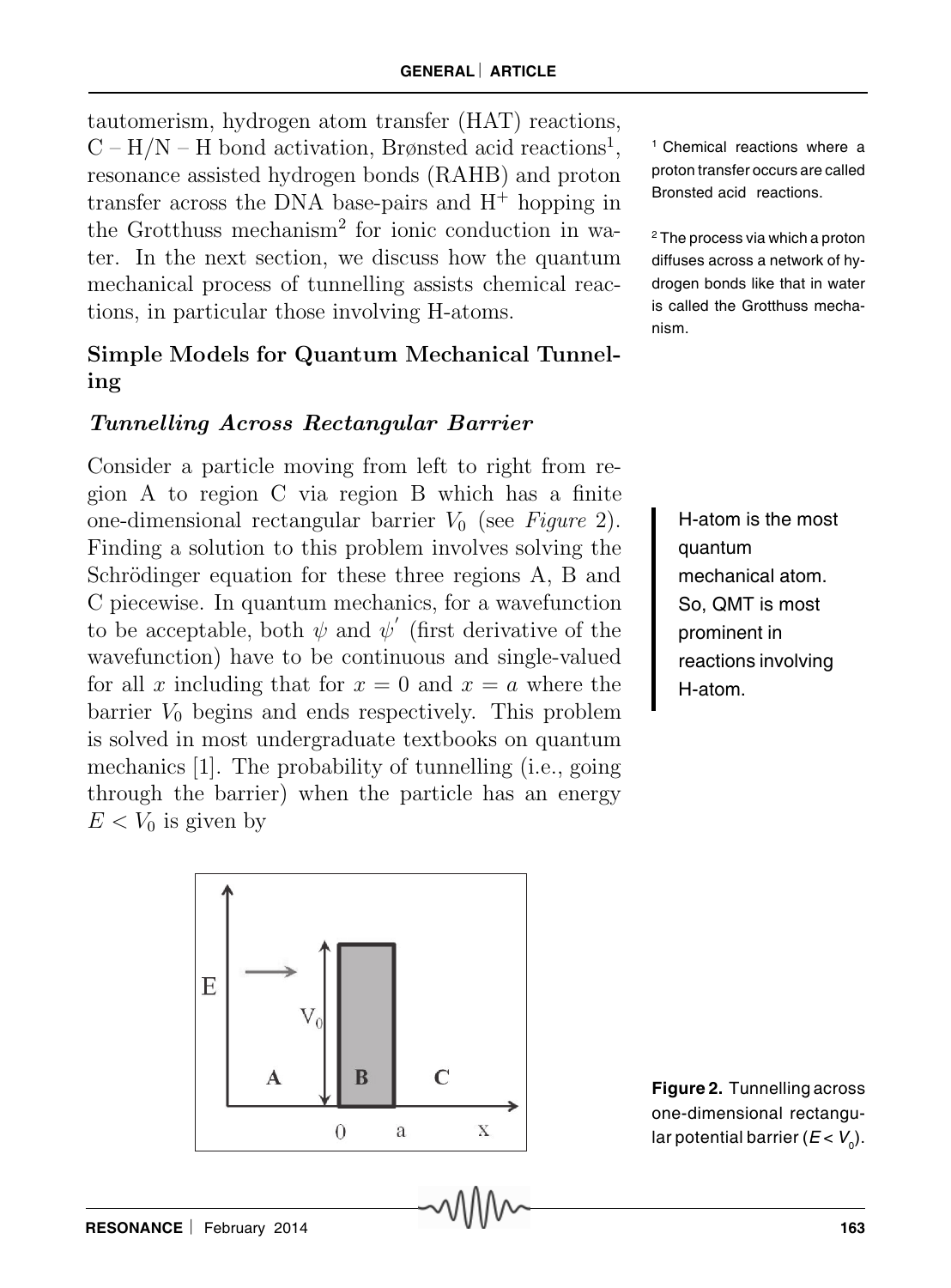tautomerism, hydrogen atom transfer (HAT) reactions, C – H/N – H bond activation, Brønsted acid reactions[1], resonance assisted hydrogen bonds (RAHB) and proton transfer across the DNA base-pairs and $H^+$ hopping in the Grotthuss mechanism[2] for ionic conduction in water. In the next section, we discuss how the quantum mechanical process of tunnelling assists chemical reactions, in particular those involving H-atoms.

[1] Chemical reactions where a proton transfer occurs are called Bronsted acid reactions.

[2] The process via which a proton diffuses across a network of hydrogen bonds like that in water is called the Grotthuss mechanism.

## Simple Models for Quantum Mechanical Tunnelling

### *Tunnelling Across Rectangular Barrier*

Consider a particle moving from left to right from region A to region C via region B which has a finite one-dimensional rectangular barrier $V_0$ (see *Figure* 2). Finding a solution to this problem involves solving the Schrödinger equation for these three regions A, B and C piecewise. In quantum mechanics, for a wavefunction to be acceptable, both $\psi$ and $\psi'$ (first derivative of the wavefunction) have to be continuous and single-valued for all $x$ including that for $x = 0$ and $x = a$ where the barrier $V_0$ begins and ends respectively. This problem is solved in most undergraduate textbooks on quantum mechanics [1]. The probability of tunnelling (i.e., going through the barrier) when the particle has an energy $E < V_0$ is given by

> H-atom is the most quantum mechanical atom. So, QMT is most prominent in reactions involving H-atom.

**Figure 2.** Tunnelling across one-dimensional rectangular potential barrier ($E < V_0$).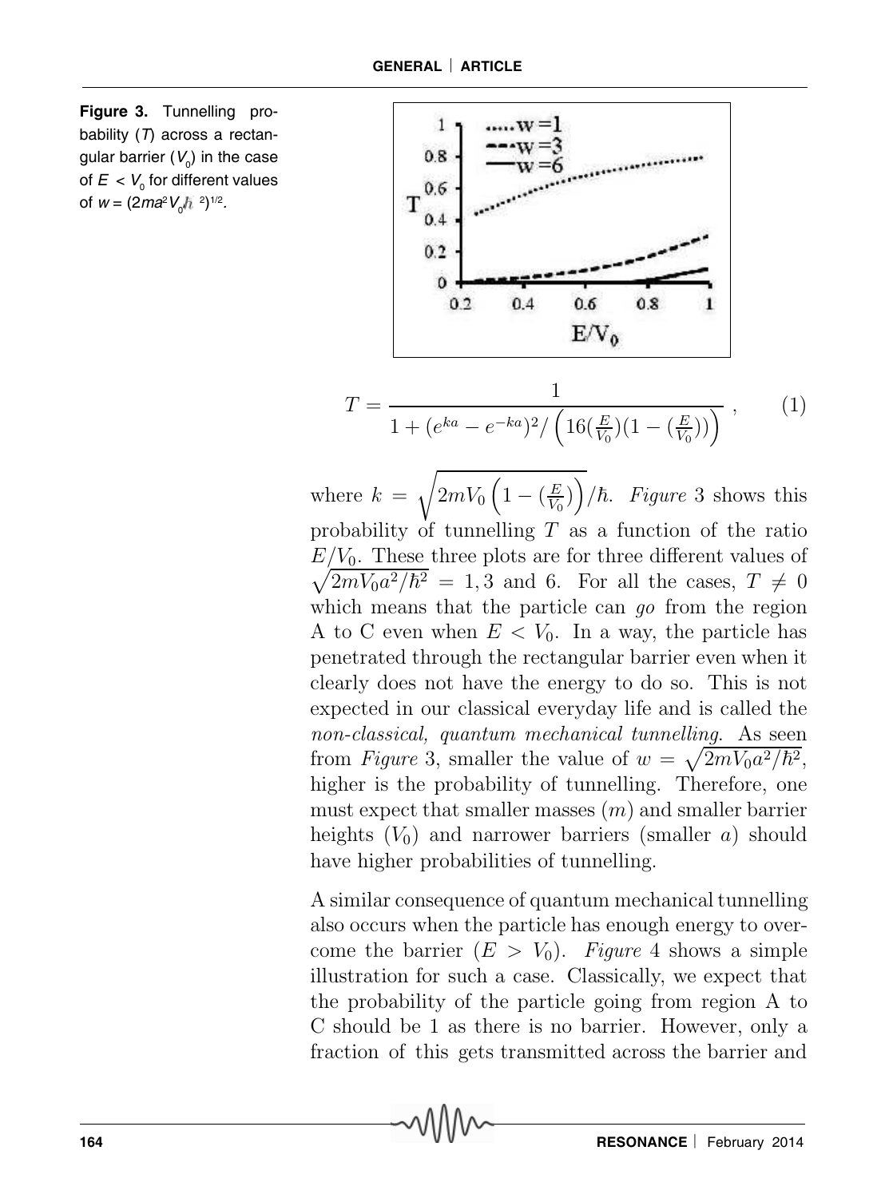**Figure 3.** Tunnelling probability ($T$) across a rectangular barrier ($V_0$) in the case of $E < V_0$ for different values of $w = (2ma^2V_0/\hbar^2)^{1/2}$.

$$T = \frac{1}{1 + (e^{ka} - e^{-ka})^2 / \left(16(\frac{E}{V_0})(1 - (\frac{E}{V_0}))\right)} \,, \qquad (1)$$

where $k = \sqrt{2mV_0\left(1 - (\frac{E}{V_0})\right)}/\hbar$. *Figure* 3 shows this probability of tunnelling $T$ as a function of the ratio $E/V_0$. These three plots are for three different values of $\sqrt{2mV_0a^2/\hbar^2} = 1, 3$ and 6. For all the cases, $T \neq 0$ which means that the particle can *go* from the region A to C even when $E < V_0$. In a way, the particle has penetrated through the rectangular barrier even when it clearly does not have the energy to do so. This is not expected in our classical everyday life and is called the *non-classical, quantum mechanical tunnelling*. As seen from *Figure* 3, smaller the value of $w = \sqrt{2mV_0a^2/\hbar^2}$, higher is the probability of tunnelling. Therefore, one must expect that smaller masses ($m$) and smaller barrier heights ($V_0$) and narrower barriers (smaller $a$) should have higher probabilities of tunnelling.

A similar consequence of quantum mechanical tunnelling also occurs when the particle has enough energy to overcome the barrier ($E > V_0$). *Figure* 4 shows a simple illustration for such a case. Classically, we expect that the probability of the particle going from region A to C should be 1 as there is no barrier. However, only a fraction of this gets transmitted across the barrier and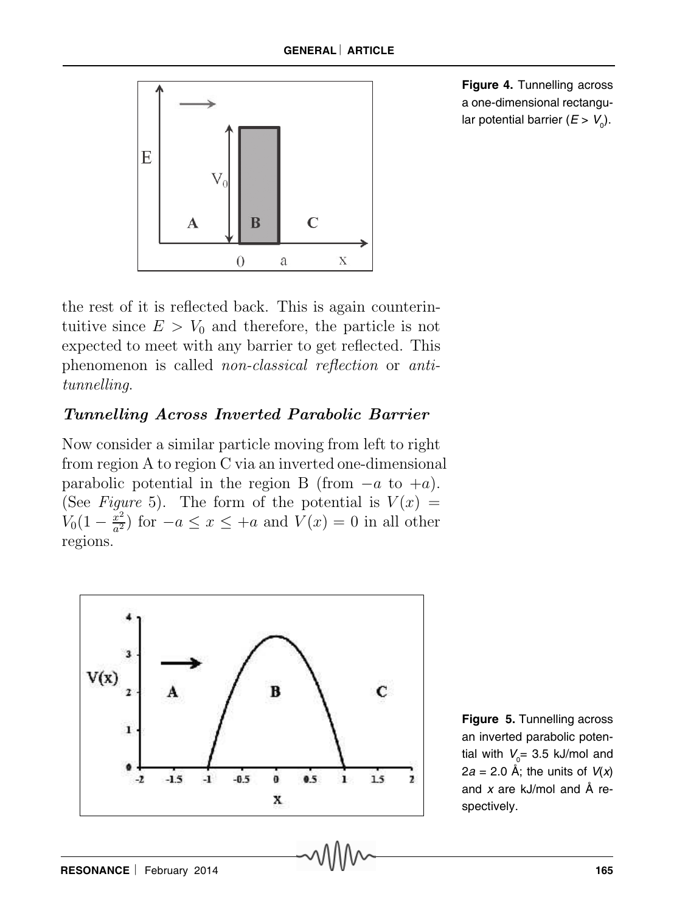Figure 4. Tunnelling across a one-dimensional rectangular potential barrier ($E > V_0$).

the rest of it is reflected back. This is again counterintuitive since $E > V_0$ and therefore, the particle is not expected to meet with any barrier to get reflected. This phenomenon is called *non-classical reflection* or *anti-tunnelling.*

### *Tunnelling Across Inverted Parabolic Barrier*

Now consider a similar particle moving from left to right from region A to region C via an inverted one-dimensional parabolic potential in the region B (from $-a$ to $+a$). (See *Figure* 5). The form of the potential is $V(x) = V_0(1 - \frac{x^2}{a^2})$ for $-a \leq x \leq +a$ and $V(x) = 0$ in all other regions.

Figure 5. Tunnelling across an inverted parabolic potential with $V_0$= 3.5 kJ/mol and $2a$ = 2.0 Å; the units of $V(x)$ and $x$ are kJ/mol and Å respectively.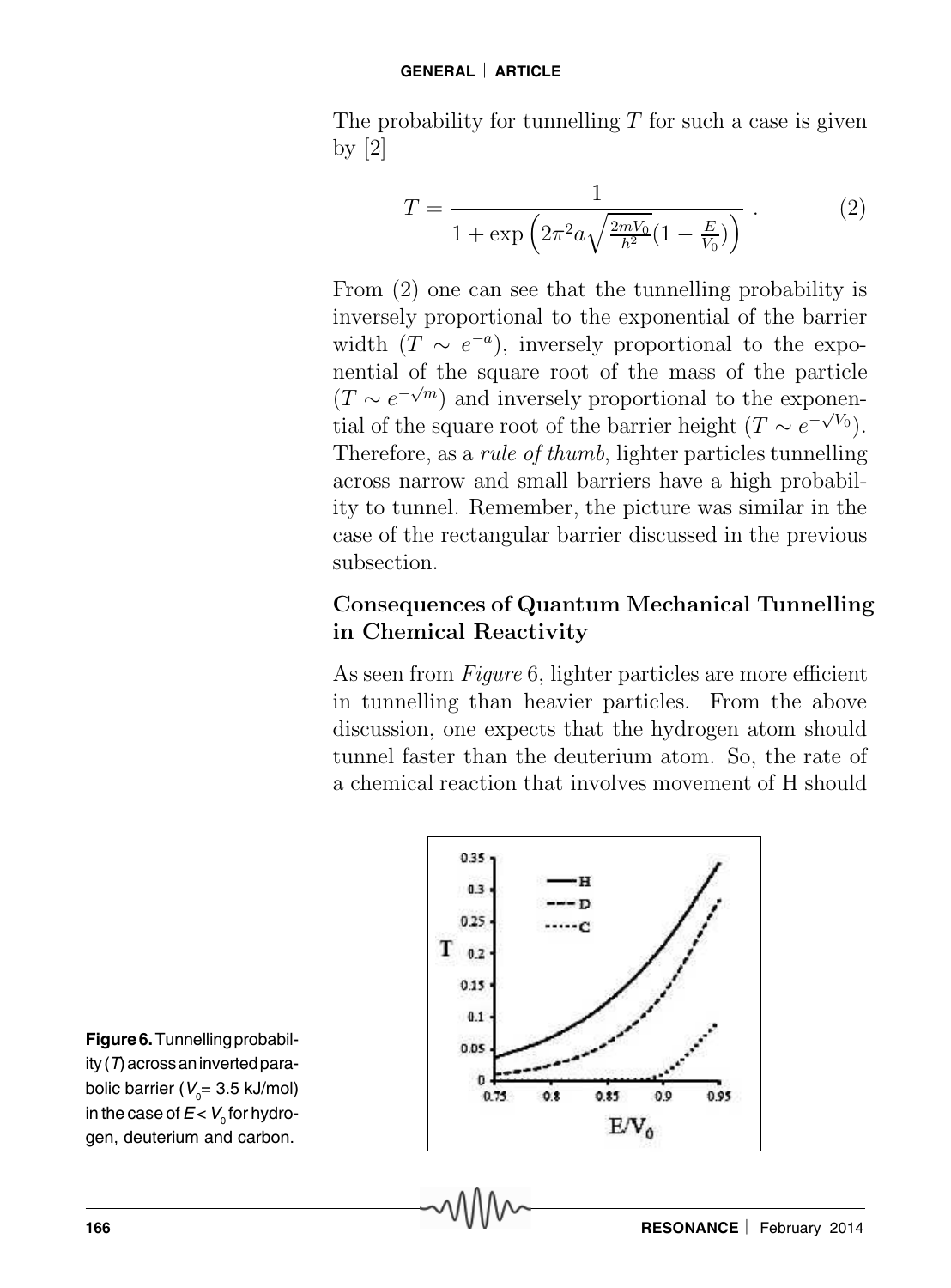The probability for tunnelling $T$ for such a case is given by [2]

$$T = \frac{1}{1 + \exp\left(2\pi^2 a \sqrt{\frac{2mV_0}{h^2}}(1 - \frac{E}{V_0})\right)} \,. \quad (2)$$

From (2) one can see that the tunnelling probability is inversely proportional to the exponential of the barrier width ($T \sim e^{-a}$), inversely proportional to the exponential of the square root of the mass of the particle ($T \sim e^{-\sqrt{m}}$) and inversely proportional to the exponential of the square root of the barrier height ($T \sim e^{-\sqrt{V_0}}$). Therefore, as a *rule of thumb*, lighter particles tunnelling across narrow and small barriers have a high probability to tunnel. Remember, the picture was similar in the case of the rectangular barrier discussed in the previous subsection.

## Consequences of Quantum Mechanical Tunnelling in Chemical Reactivity

As seen from *Figure* 6, lighter particles are more efficient in tunnelling than heavier particles. From the above discussion, one expects that the hydrogen atom should tunnel faster than the deuterium atom. So, the rate of a chemical reaction that involves movement of H should

**Figure 6.** Tunnelling probability ($T$) across an inverted parabolic barrier ($V_0$= 3.5 kJ/mol) in the case of $E < V_0$ for hydrogen, deuterium and carbon.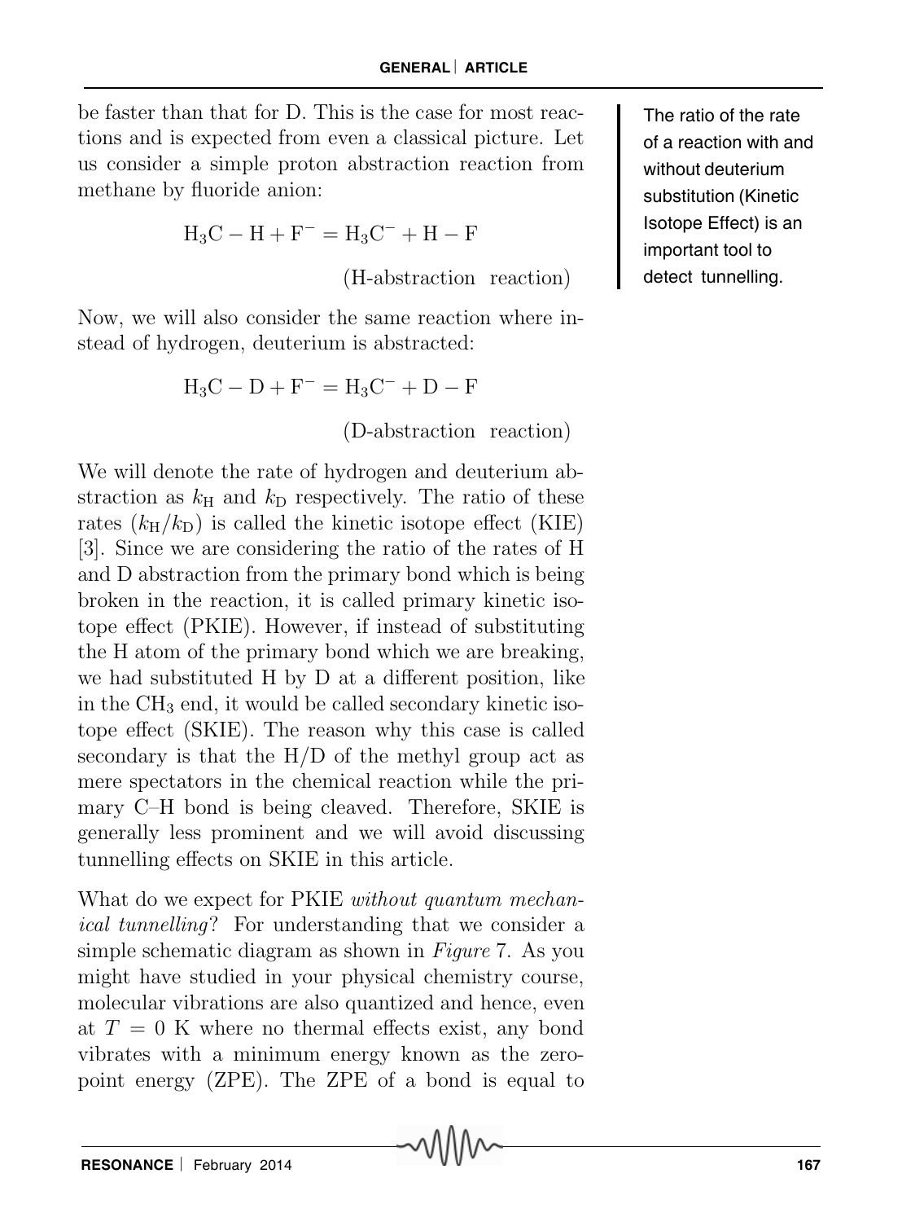be faster than that for D. This is the case for most reactions and is expected from even a classical picture. Let us consider a simple proton abstraction reaction from methane by fluoride anion:

$$H_3C - H + F^- = H_3C^- + H - F$$

(H-abstraction reaction)

Now, we will also consider the same reaction where instead of hydrogen, deuterium is abstracted:

$$H_3C - D + F^- = H_3C^- + D - F$$

(D-abstraction reaction)

We will denote the rate of hydrogen and deuterium abstraction as $k_H$ and $k_D$ respectively. The ratio of these rates ($k_H/k_D$) is called the kinetic isotope effect (KIE) [3]. Since we are considering the ratio of the rates of H and D abstraction from the primary bond which is being broken in the reaction, it is called primary kinetic isotope effect (PKIE). However, if instead of substituting the H atom of the primary bond which we are breaking, we had substituted H by D at a different position, like in the $CH_3$ end, it would be called secondary kinetic isotope effect (SKIE). The reason why this case is called secondary is that the H/D of the methyl group act as mere spectators in the chemical reaction while the primary C–H bond is being cleaved. Therefore, SKIE is generally less prominent and we will avoid discussing tunnelling effects on SKIE in this article.

The ratio of the rate of a reaction with and without deuterium substitution (Kinetic Isotope Effect) is an important tool to detect tunnelling.

What do we expect for PKIE *without quantum mechanical tunnelling*? For understanding that we consider a simple schematic diagram as shown in *Figure* 7. As you might have studied in your physical chemistry course, molecular vibrations are also quantized and hence, even at $T = 0$ K where no thermal effects exist, any bond vibrates with a minimum energy known as the zero-point energy (ZPE). The ZPE of a bond is equal to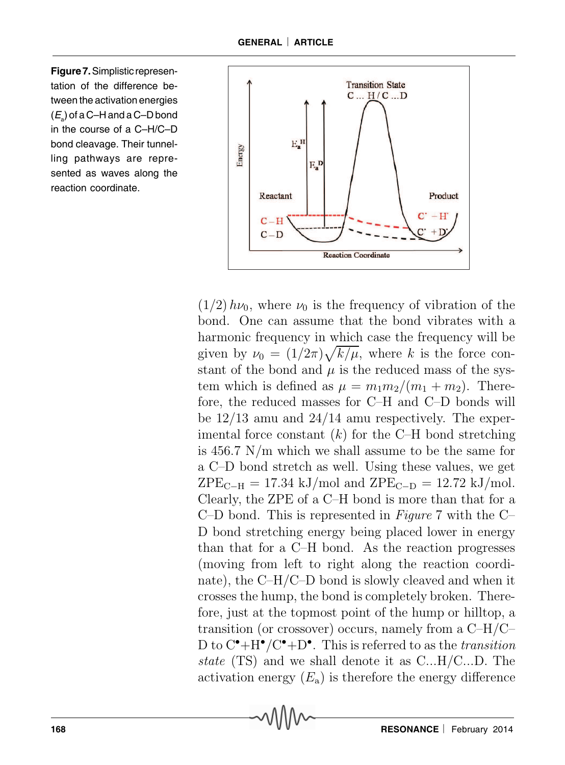**Figure 7.** Simplistic representation of the difference between the activation energies ($E_a$) of a C–H and a C–D bond in the course of a C–H/C–D bond cleavage. Their tunnelling pathways are represented as waves along the reaction coordinate.

$(1/2)\, h\nu_0$, where $\nu_0$ is the frequency of vibration of the bond. One can assume that the bond vibrates with a harmonic frequency in which case the frequency will be given by $\nu_0 = (1/2\pi)\sqrt{k/\mu}$, where $k$ is the force constant of the bond and $\mu$ is the reduced mass of the system which is defined as $\mu = m_1 m_2/(m_1 + m_2)$. Therefore, the reduced masses for C–H and C–D bonds will be 12/13 amu and 24/14 amu respectively. The experimental force constant ($k$) for the C–H bond stretching is 456.7 N/m which we shall assume to be the same for a C–D bond stretch as well. Using these values, we get $\mathrm{ZPE_{C-H}} = 17.34$ kJ/mol and $\mathrm{ZPE_{C-D}} = 12.72$ kJ/mol. Clearly, the ZPE of a C–H bond is more than that for a C–D bond. This is represented in *Figure* 7 with the C–D bond stretching energy being placed lower in energy than that for a C–H bond. As the reaction progresses (moving from left to right along the reaction coordinate), the C–H/C–D bond is slowly cleaved and when it crosses the hump, the bond is completely broken. Therefore, just at the topmost point of the hump or hilltop, a transition (or crossover) occurs, namely from a C–H/C–D to $\mathrm{C^\bullet + H^\bullet / C^\bullet + D^\bullet}$. This is referred to as the *transition state* (TS) and we shall denote it as C...H/C...D. The activation energy ($E_a$) is therefore the energy difference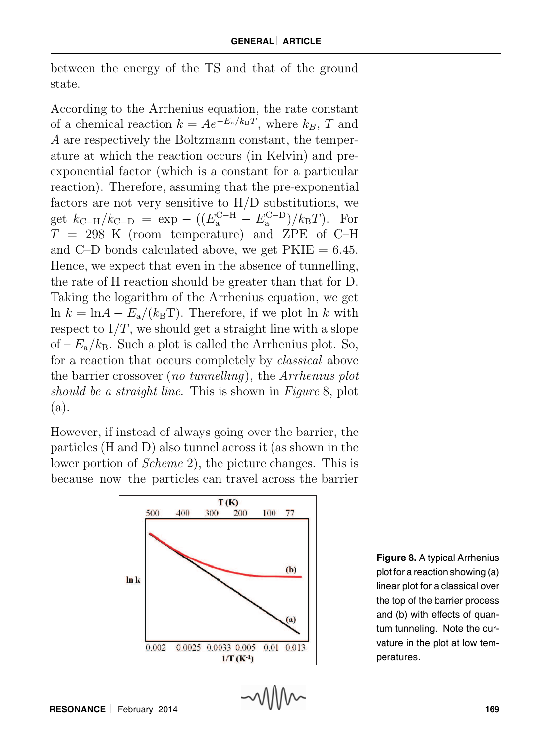between the energy of the TS and that of the ground state.

According to the Arrhenius equation, the rate constant of a chemical reaction $k = Ae^{-E_a/k_B T}$, where $k_B$, $T$ and $A$ are respectively the Boltzmann constant, the temperature at which the reaction occurs (in Kelvin) and pre-exponential factor (which is a constant for a particular reaction). Therefore, assuming that the pre-exponential factors are not very sensitive to H/D substitutions, we get $k_{\mathrm{C-H}}/k_{\mathrm{C-D}} = \exp - ((E_a^{\mathrm{C-H}} - E_a^{\mathrm{C-D}})/k_B T)$. For $T = 298$ K (room temperature) and ZPE of C–H and C–D bonds calculated above, we get PKIE = 6.45. Hence, we expect that even in the absence of tunnelling, the rate of H reaction should be greater than that for D. Taking the logarithm of the Arrhenius equation, we get $\ln k = \ln A - E_a/(k_B T)$. Therefore, if we plot $\ln k$ with respect to $1/T$, we should get a straight line with a slope of $-E_a/k_B$. Such a plot is called the Arrhenius plot. So, for a reaction that occurs completely by *classical* above the barrier crossover (*no tunnelling*), the *Arrhenius plot should be a straight line*. This is shown in *Figure* 8, plot (a).

However, if instead of always going over the barrier, the particles (H and D) also tunnel across it (as shown in the lower portion of *Scheme* 2), the picture changes. This is because now the particles can travel across the barrier

**Figure 8.** A typical Arrhenius plot for a reaction showing (a) linear plot for a classical over the top of the barrier process and (b) with effects of quantum tunneling. Note the curvature in the plot at low temperatures.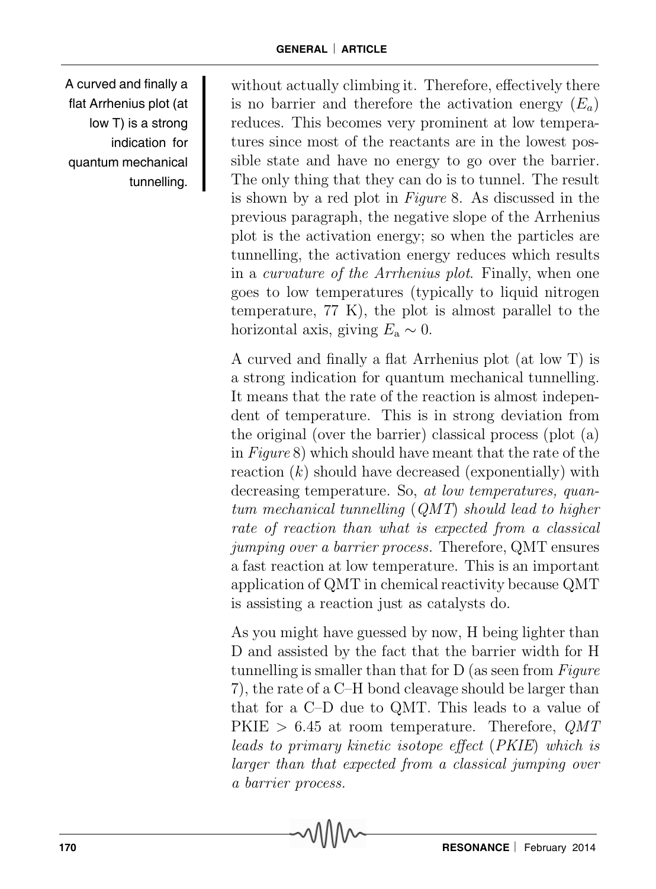without actually climbing it. Therefore, effectively there is no barrier and therefore the activation energy ($E_a$) reduces. This becomes very prominent at low temperatures since most of the reactants are in the lowest possible state and have no energy to go over the barrier. The only thing that they can do is to tunnel. The result is shown by a red plot in *Figure* 8. As discussed in the previous paragraph, the negative slope of the Arrhenius plot is the activation energy; so when the particles are tunnelling, the activation energy reduces which results in a *curvature of the Arrhenius plot*. Finally, when one goes to low temperatures (typically to liquid nitrogen temperature, 77 K), the plot is almost parallel to the horizontal axis, giving $E_a \sim 0$.

A curved and finally a flat Arrhenius plot (at low T) is a strong indication for quantum mechanical tunnelling.

A curved and finally a flat Arrhenius plot (at low T) is a strong indication for quantum mechanical tunnelling. It means that the rate of the reaction is almost independent of temperature. This is in strong deviation from the original (over the barrier) classical process (plot (a) in *Figure* 8) which should have meant that the rate of the reaction ($k$) should have decreased (exponentially) with decreasing temperature. So, *at low temperatures, quantum mechanical tunnelling (QMT) should lead to higher rate of reaction than what is expected from a classical jumping over a barrier process.* Therefore, QMT ensures a fast reaction at low temperature. This is an important application of QMT in chemical reactivity because QMT is assisting a reaction just as catalysts do.

As you might have guessed by now, H being lighter than D and assisted by the fact that the barrier width for H tunnelling is smaller than that for D (as seen from *Figure* 7), the rate of a C–H bond cleavage should be larger than that for a C–D due to QMT. This leads to a value of PKIE $> 6.45$ at room temperature. Therefore, *QMT leads to primary kinetic isotope effect (PKIE) which is larger than that expected from a classical jumping over a barrier process.*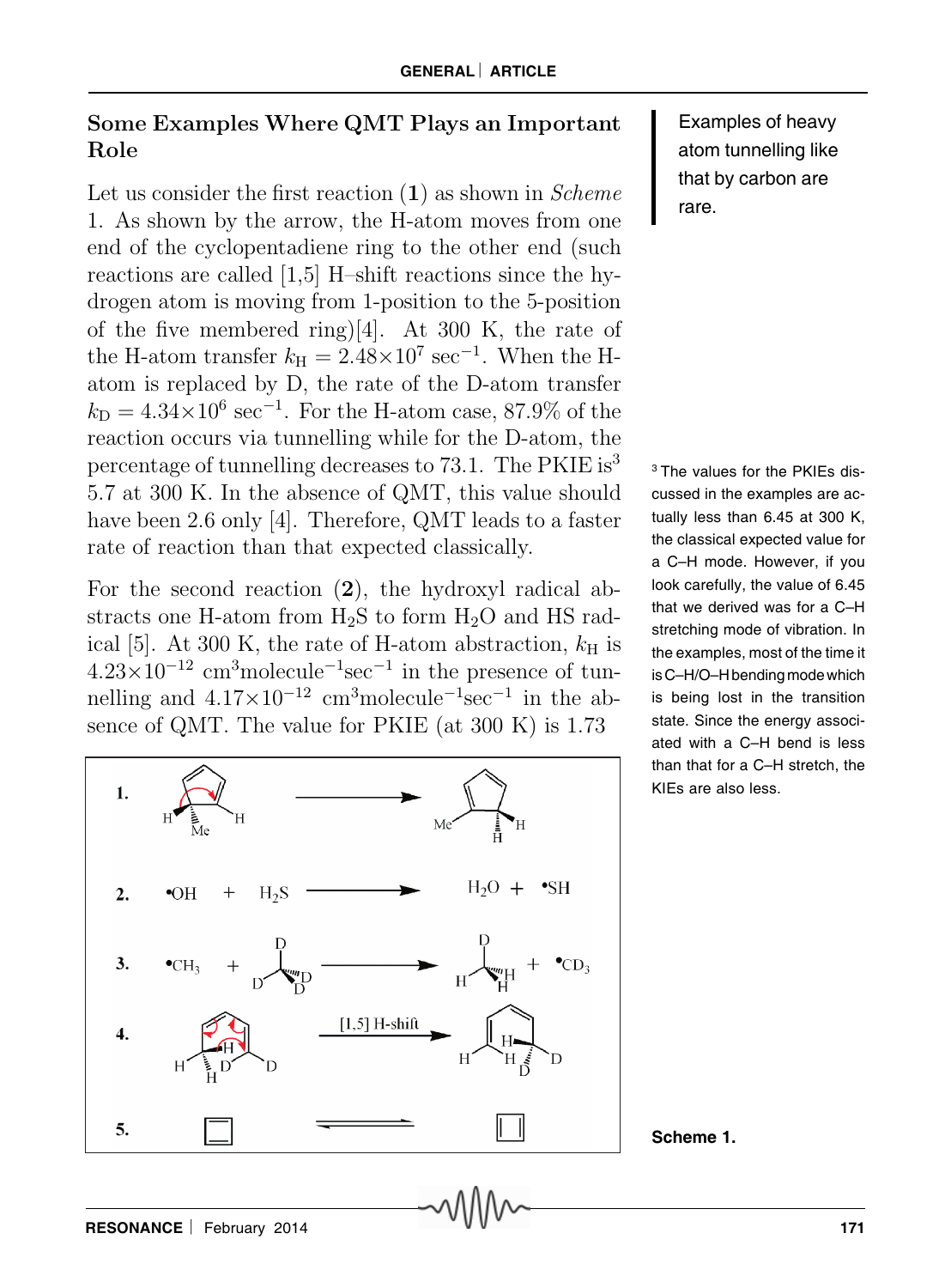## Some Examples Where QMT Plays an Important Role

Let us consider the first reaction (**1**) as shown in *Scheme* 1. As shown by the arrow, the H-atom moves from one end of the cyclopentadiene ring to the other end (such reactions are called [1,5] H–shift reactions since the hydrogen atom is moving from 1-position to the 5-position of the five membered ring)[4]. At 300 K, the rate of the H-atom transfer $k_H = 2.48 \times 10^7$ sec$^{-1}$. When the H-atom is replaced by D, the rate of the D-atom transfer $k_D = 4.34 \times 10^6$ sec$^{-1}$. For the H-atom case, 87.9% of the reaction occurs via tunnelling while for the D-atom, the percentage of tunnelling decreases to 73.1. The PKIE is[3] 5.7 at 300 K. In the absence of QMT, this value should have been 2.6 only [4]. Therefore, QMT leads to a faster rate of reaction than that expected classically.

Examples of heavy atom tunnelling like that by carbon are rare.

For the second reaction (**2**), the hydroxyl radical abstracts one H-atom from $H_2S$ to form $H_2O$ and HS radical [5]. At 300 K, the rate of H-atom abstraction, $k_H$ is $4.23 \times 10^{-12}$ cm$^3$molecule$^{-1}$sec$^{-1}$ in the presence of tunnelling and $4.17 \times 10^{-12}$ cm$^3$molecule$^{-1}$sec$^{-1}$ in the absence of QMT. The value for PKIE (at 300 K) is 1.73

[3] The values for the PKIEs discussed in the examples are actually less than 6.45 at 300 K, the classical expected value for a C–H mode. However, if you look carefully, the value of 6.45 that we derived was for a C–H stretching mode of vibration. In the examples, most of the time it is C–H/O–H bending mode which is being lost in the transition state. Since the energy associated with a C–H bend is less than that for a C–H stretch, the KIEs are also less.

1. (5-methylcyclopenta-1,3-diene, H and Me on C5) → (1-methylcyclopenta-1,3-diene isomer with $CH_2$)

2. $\bullet OH + H_2S \longrightarrow H_2O + \bullet SH$

3. $\bullet CH_3 + CD_4 \longrightarrow CH_3D + \bullet CD_3$

4. [1,5] H-shift (deuterated cyclic diene)

5. (cyclobutadiene) ⇌ (cyclobutadiene)

**Scheme 1.**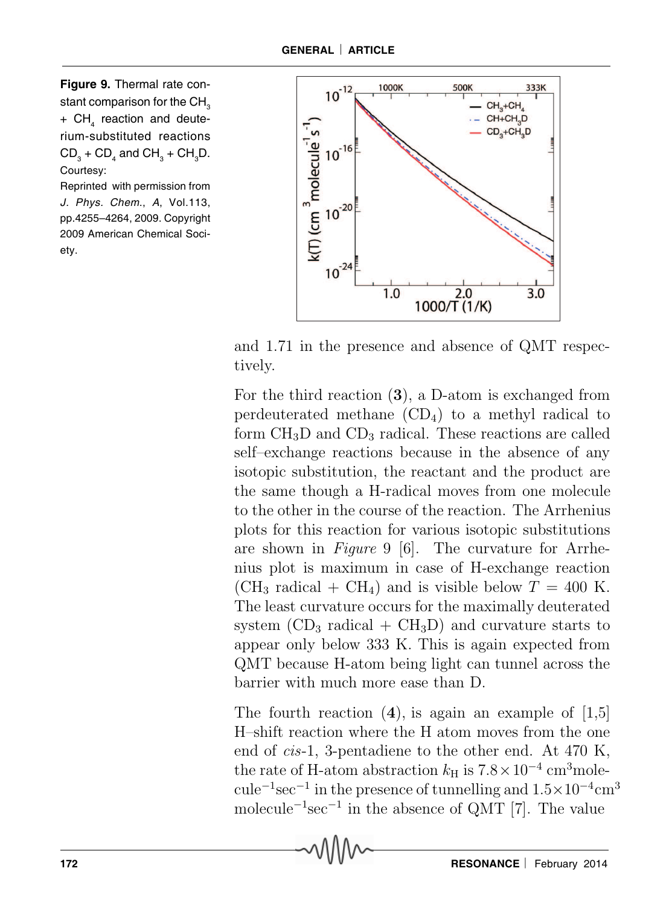**Figure 9.** Thermal rate constant comparison for the $CH_3$ + $CH_4$ reaction and deuterium-substituted reactions $CD_3$ + $CD_4$ and $CH_3$ + $CH_3D$. Courtesy: Reprinted with permission from *J. Phys. Chem., A*, Vol.113, pp.4255–4264, 2009. Copyright 2009 American Chemical Society.

and 1.71 in the presence and absence of QMT respectively.

For the third reaction (**3**), a D-atom is exchanged from perdeuterated methane ($CD_4$) to a methyl radical to form $CH_3D$ and $CD_3$ radical. These reactions are called self–exchange reactions because in the absence of any isotopic substitution, the reactant and the product are the same though a H-radical moves from one molecule to the other in the course of the reaction. The Arrhenius plots for this reaction for various isotopic substitutions are shown in *Figure* 9 [6]. The curvature for Arrhenius plot is maximum in case of H-exchange reaction ($CH_3$ radical + $CH_4$) and is visible below $T$ = 400 K. The least curvature occurs for the maximally deuterated system ($CD_3$ radical + $CH_3D$) and curvature starts to appear only below 333 K. This is again expected from QMT because H-atom being light can tunnel across the barrier with much more ease than D.

The fourth reaction (**4**), is again an example of [1,5] H–shift reaction where the H atom moves from the one end of *cis*-1, 3-pentadiene to the other end. At 470 K, the rate of H-atom abstraction $k_H$ is $7.8 \times 10^{-4}$ cm$^3$molecule$^{-1}$sec$^{-1}$ in the presence of tunnelling and $1.5 \times 10^{-4}$cm$^3$ molecule$^{-1}$sec$^{-1}$ in the absence of QMT [7]. The value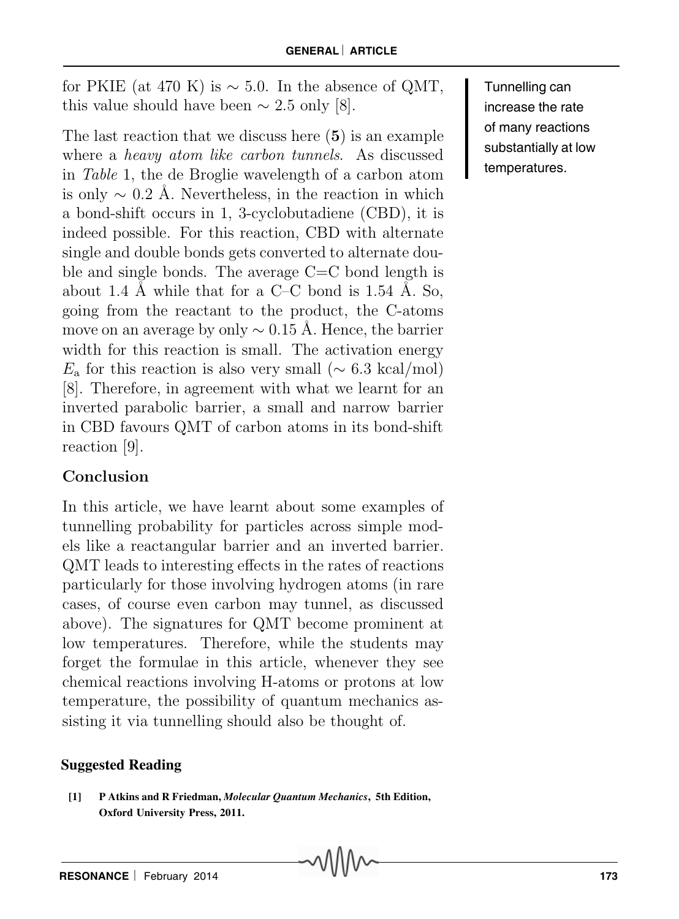for PKIE (at 470 K) is $\sim 5.0$. In the absence of QMT, this value should have been $\sim 2.5$ only [8].

The last reaction that we discuss here (**5**) is an example where a *heavy atom like carbon tunnels*. As discussed in *Table* 1, the de Broglie wavelength of a carbon atom is only $\sim 0.2$ Å. Nevertheless, in the reaction in which a bond-shift occurs in 1, 3-cyclobutadiene (CBD), it is indeed possible. For this reaction, CBD with alternate single and double bonds gets converted to alternate double and single bonds. The average C=C bond length is about 1.4 Å while that for a C–C bond is 1.54 Å. So, going from the reactant to the product, the C-atoms move on an average by only $\sim 0.15$ Å. Hence, the barrier width for this reaction is small. The activation energy $E_{\mathrm{a}}$ for this reaction is also very small ($\sim 6.3$ kcal/mol) [8]. Therefore, in agreement with what we learnt for an inverted parabolic barrier, a small and narrow barrier in CBD favours QMT of carbon atoms in its bond-shift reaction [9].

Tunnelling can increase the rate of many reactions substantially at low temperatures.

## Conclusion

In this article, we have learnt about some examples of tunnelling probability for particles across simple models like a reactangular barrier and an inverted barrier. QMT leads to interesting effects in the rates of reactions particularly for those involving hydrogen atoms (in rare cases, of course even carbon may tunnel, as discussed above). The signatures for QMT become prominent at low temperatures. Therefore, while the students may forget the formulae in this article, whenever they see chemical reactions involving H-atoms or protons at low temperature, the possibility of quantum mechanics assisting it via tunnelling should also be thought of.

### Suggested Reading

[1] P Atkins and R Friedman, *Molecular Quantum Mechanics*, 5th Edition, Oxford University Press, 2011.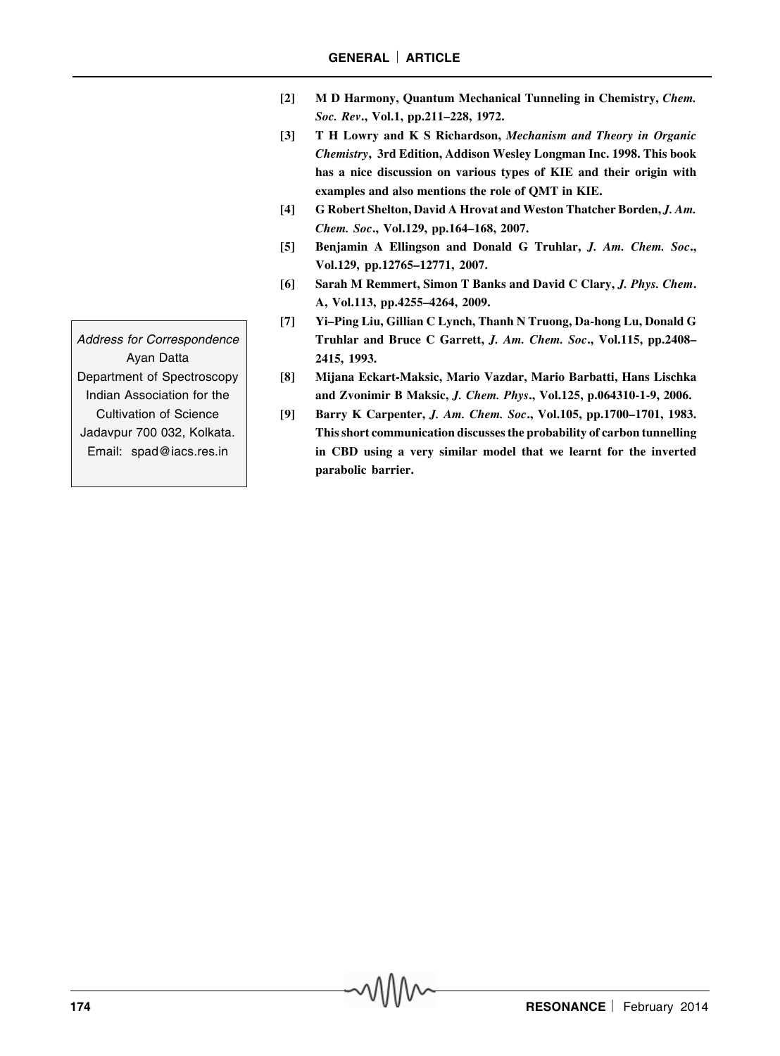**[2]** **M D Harmony, Quantum Mechanical Tunneling in Chemistry, *Chem. Soc. Rev*., Vol.1, pp.211–228, 1972.**

**[3]** **T H Lowry and K S Richardson, *Mechanism and Theory in Organic Chemistry*, 3rd Edition, Addison Wesley Longman Inc. 1998. This book has a nice discussion on various types of KIE and their origin with examples and also mentions the role of QMT in KIE.**

**[4]** **G Robert Shelton, David A Hrovat and Weston Thatcher Borden, *J. Am. Chem. Soc*., Vol.129, pp.164–168, 2007.**

**[5]** **Benjamin A Ellingson and Donald G Truhlar, *J. Am. Chem. Soc*., Vol.129, pp.12765–12771, 2007.**

**[6]** **Sarah M Remmert, Simon T Banks and David C Clary, *J. Phys. Chem*. A, Vol.113, pp.4255–4264, 2009.**

**[7]** **Yi–Ping Liu, Gillian C Lynch, Thanh N Truong, Da-hong Lu, Donald G Truhlar and Bruce C Garrett, *J. Am. Chem. Soc*., Vol.115, pp.2408–2415, 1993.**

**[8]** **Mijana Eckart-Maksic, Mario Vazdar, Mario Barbatti, Hans Lischka and Zvonimir B Maksic, *J. Chem. Phys*., Vol.125, p.064310-1-9, 2006.**

**[9]** **Barry K Carpenter, *J. Am. Chem. Soc*., Vol.105, pp.1700–1701, 1983. This short communication discusses the probability of carbon tunnelling in CBD using a very similar model that we learnt for the inverted parabolic barrier.**

*Address for Correspondence*
Ayan Datta
Department of Spectroscopy
Indian Association for the Cultivation of Science
Jadavpur 700 032, Kolkata.
Email: spad@iacs.res.in